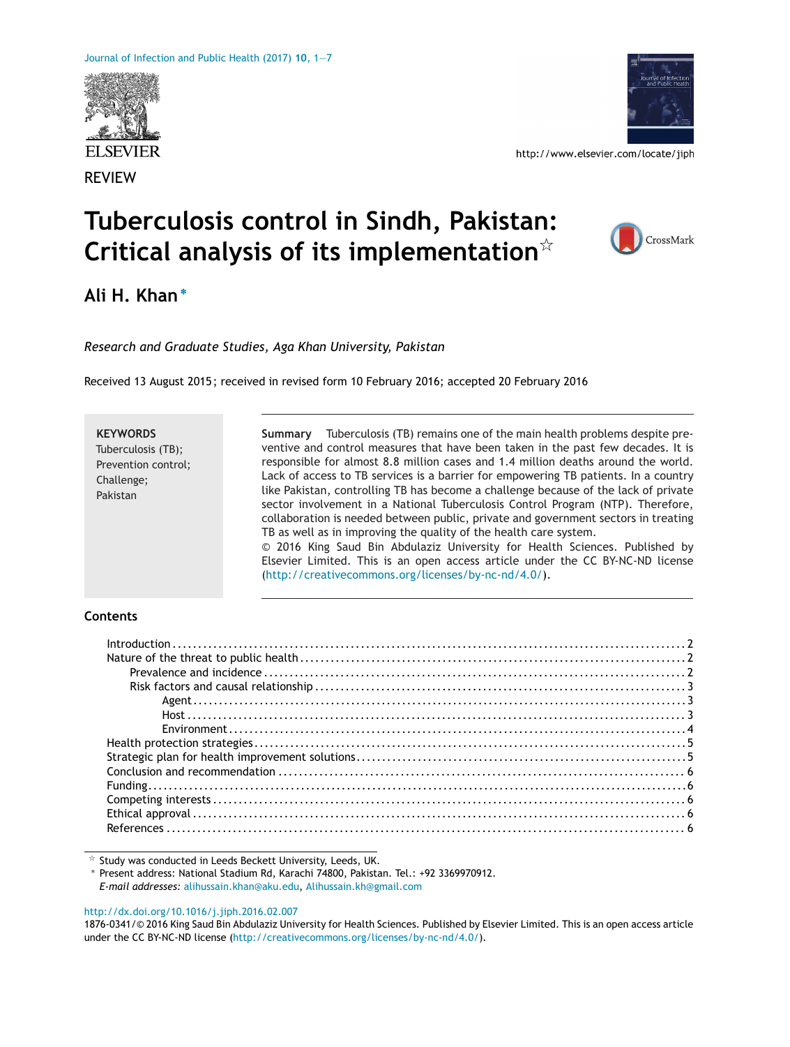REVIEW

# Tuberculosis control in Sindh, Pakistan: Critical analysis of its implementation☆

**Ali H. Khan***

*Research and Graduate Studies, Aga Khan University, Pakistan*

Received 13 August 2015; received in revised form 10 February 2016; accepted 20 February 2016

**KEYWORDS**
Tuberculosis (TB);
Prevention control;
Challenge;
Pakistan

**Summary** Tuberculosis (TB) remains one of the main health problems despite preventive and control measures that have been taken in the past few decades. It is responsible for almost 8.8 million cases and 1.4 million deaths around the world. Lack of access to TB services is a barrier for empowering TB patients. In a country like Pakistan, controlling TB has become a challenge because of the lack of private sector involvement in a National Tuberculosis Control Program (NTP). Therefore, collaboration is needed between public, private and government sectors in treating TB as well as in improving the quality of the health care system.
© 2016 King Saud Bin Abdulaziz University for Health Sciences. Published by Elsevier Limited. This is an open access article under the CC BY-NC-ND license (http://creativecommons.org/licenses/by-nc-nd/4.0/).

## Contents

- Introduction . . . 2
- Nature of the threat to public health . . . 2
  - Prevalence and incidence . . . 2
  - Risk factors and causal relationship . . . 3
    - Agent . . . 3
    - Host . . . 3
    - Environment . . . 4
- Health protection strategies . . . 5
- Strategic plan for health improvement solutions . . . 5
- Conclusion and recommendation . . . 6
- Funding . . . 6
- Competing interests . . . 6
- Ethical approval . . . 6
- References . . . 6

☆ Study was conducted in Leeds Beckett University, Leeds, UK.
* Present address: National Stadium Rd, Karachi 74800, Pakistan. Tel.: +92 3369970912.
*E-mail addresses:* alihussain.khan@aku.edu, Alihussain.kh@gmail.com

http://dx.doi.org/10.1016/j.jiph.2016.02.007
1876-0341/© 2016 King Saud Bin Abdulaziz University for Health Sciences. Published by Elsevier Limited. This is an open access article under the CC BY-NC-ND license (http://creativecommons.org/licenses/by-nc-nd/4.0/).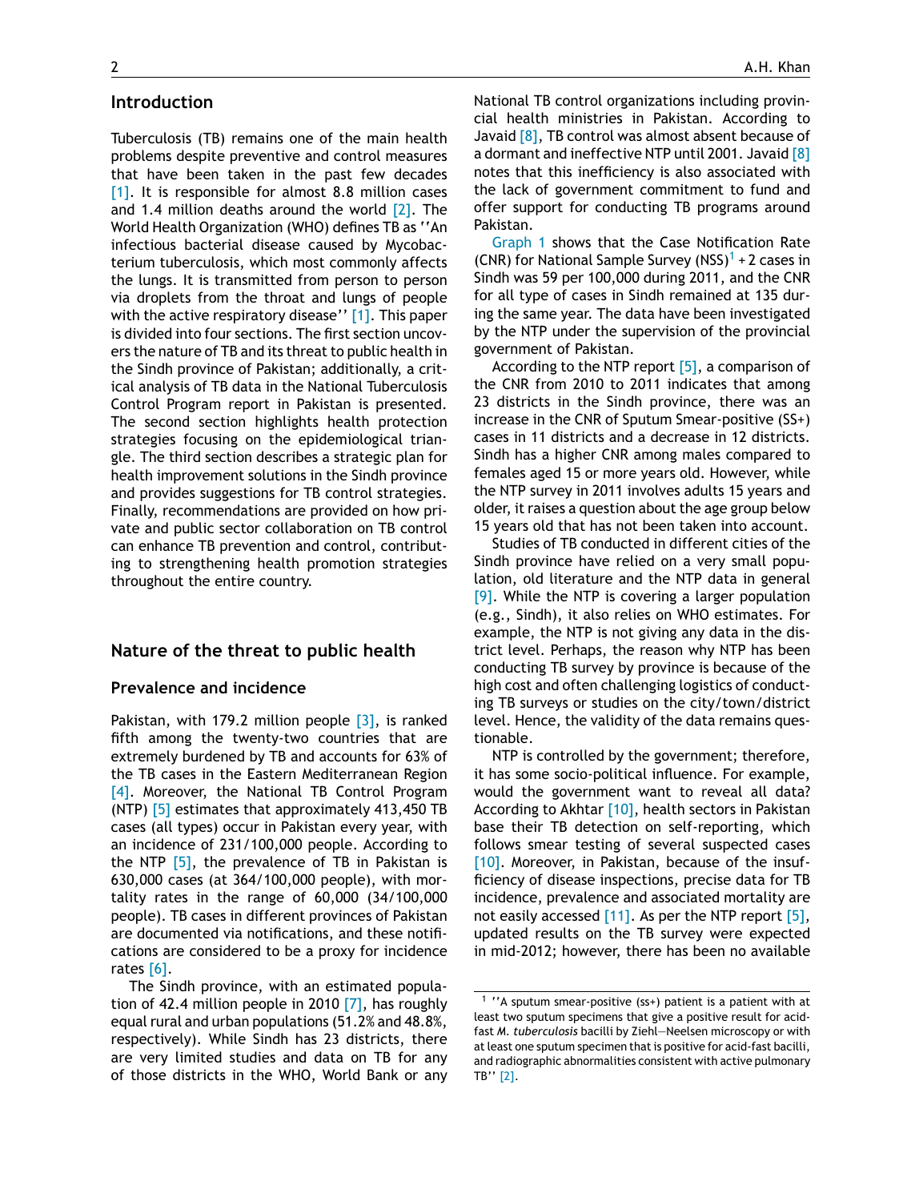## Introduction

Tuberculosis (TB) remains one of the main health problems despite preventive and control measures that have been taken in the past few decades [1]. It is responsible for almost 8.8 million cases and 1.4 million deaths around the world [2]. The World Health Organization (WHO) defines TB as ''An infectious bacterial disease caused by Mycobacterium tuberculosis, which most commonly affects the lungs. It is transmitted from person to person via droplets from the throat and lungs of people with the active respiratory disease'' [1]. This paper is divided into four sections. The first section uncovers the nature of TB and its threat to public health in the Sindh province of Pakistan; additionally, a critical analysis of TB data in the National Tuberculosis Control Program report in Pakistan is presented. The second section highlights health protection strategies focusing on the epidemiological triangle. The third section describes a strategic plan for health improvement solutions in the Sindh province and provides suggestions for TB control strategies. Finally, recommendations are provided on how private and public sector collaboration on TB control can enhance TB prevention and control, contributing to strengthening health promotion strategies throughout the entire country.

## Nature of the threat to public health

### Prevalence and incidence

Pakistan, with 179.2 million people [3], is ranked fifth among the twenty-two countries that are extremely burdened by TB and accounts for 63% of the TB cases in the Eastern Mediterranean Region [4]. Moreover, the National TB Control Program (NTP) [5] estimates that approximately 413,450 TB cases (all types) occur in Pakistan every year, with an incidence of 231/100,000 people. According to the NTP [5], the prevalence of TB in Pakistan is 630,000 cases (at 364/100,000 people), with mortality rates in the range of 60,000 (34/100,000 people). TB cases in different provinces of Pakistan are documented via notifications, and these notifications are considered to be a proxy for incidence rates [6].

The Sindh province, with an estimated population of 42.4 million people in 2010 [7], has roughly equal rural and urban populations (51.2% and 48.8%, respectively). While Sindh has 23 districts, there are very limited studies and data on TB for any of those districts in the WHO, World Bank or any National TB control organizations including provincial health ministries in Pakistan. According to Javaid [8], TB control was almost absent because of a dormant and ineffective NTP until 2001. Javaid [8] notes that this inefficiency is also associated with the lack of government commitment to fund and offer support for conducting TB programs around Pakistan.

Graph 1 shows that the Case Notification Rate (CNR) for National Sample Survey (NSS)[1] + 2 cases in Sindh was 59 per 100,000 during 2011, and the CNR for all type of cases in Sindh remained at 135 during the same year. The data have been investigated by the NTP under the supervision of the provincial government of Pakistan.

According to the NTP report [5], a comparison of the CNR from 2010 to 2011 indicates that among 23 districts in the Sindh province, there was an increase in the CNR of Sputum Smear-positive (SS+) cases in 11 districts and a decrease in 12 districts. Sindh has a higher CNR among males compared to females aged 15 or more years old. However, while the NTP survey in 2011 involves adults 15 years and older, it raises a question about the age group below 15 years old that has not been taken into account.

Studies of TB conducted in different cities of the Sindh province have relied on a very small population, old literature and the NTP data in general [9]. While the NTP is covering a larger population (e.g., Sindh), it also relies on WHO estimates. For example, the NTP is not giving any data in the district level. Perhaps, the reason why NTP has been conducting TB survey by province is because of the high cost and often challenging logistics of conducting TB surveys or studies on the city/town/district level. Hence, the validity of the data remains questionable.

NTP is controlled by the government; therefore, it has some socio-political influence. For example, would the government want to reveal all data? According to Akhtar [10], health sectors in Pakistan base their TB detection on self-reporting, which follows smear testing of several suspected cases [10]. Moreover, in Pakistan, because of the insufficiency of disease inspections, precise data for TB incidence, prevalence and associated mortality are not easily accessed [11]. As per the NTP report [5], updated results on the TB survey were expected in mid-2012; however, there has been no available

[1] ''A sputum smear-positive (ss+) patient is a patient with at least two sputum specimens that give a positive result for acid-fast *M. tuberculosis* bacilli by Ziehl—Neelsen microscopy or with at least one sputum specimen that is positive for acid-fast bacilli, and radiographic abnormalities consistent with active pulmonary TB'' [2].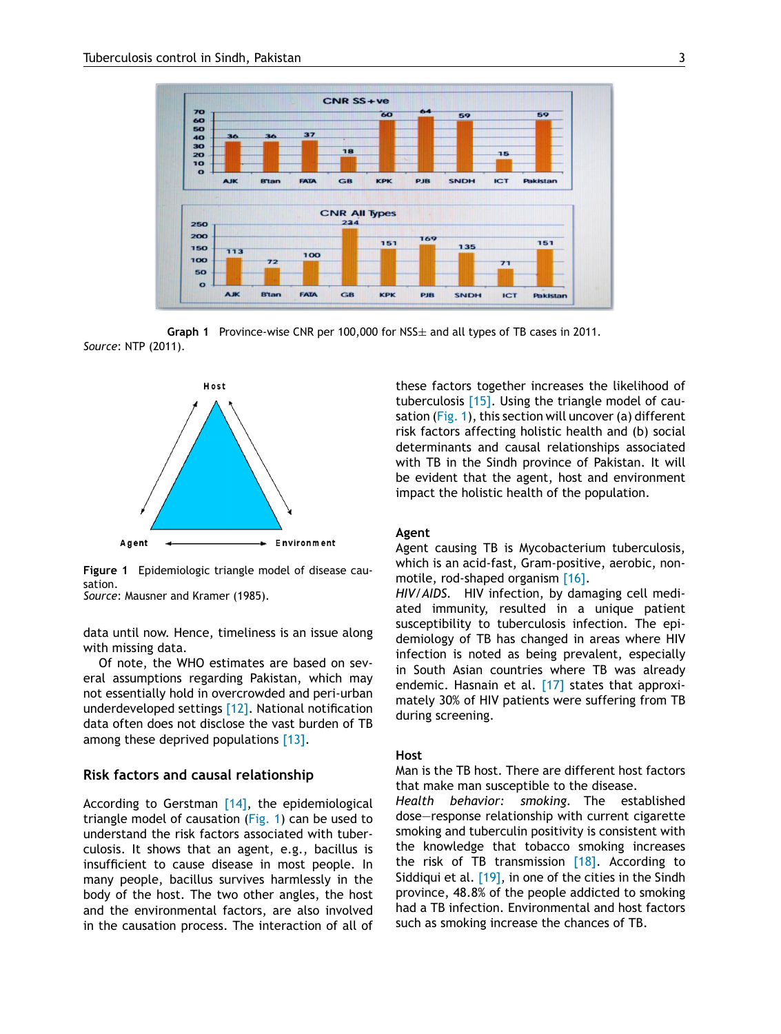Graph 1 Province-wise CNR per 100,000 for NSS± and all types of TB cases in 2011.
*Source*: NTP (2011).

**Figure 1** Epidemiologic triangle model of disease causation.
*Source*: Mausner and Kramer (1985).

data until now. Hence, timeliness is an issue along with missing data.

Of note, the WHO estimates are based on several assumptions regarding Pakistan, which may not essentially hold in overcrowded and peri-urban underdeveloped settings [12]. National notification data often does not disclose the vast burden of TB among these deprived populations [13].

## Risk factors and causal relationship

According to Gerstman [14], the epidemiological triangle model of causation (Fig. 1) can be used to understand the risk factors associated with tuberculosis. It shows that an agent, e.g., bacillus is insufficient to cause disease in most people. In many people, bacillus survives harmlessly in the body of the host. The two other angles, the host and the environmental factors, are also involved in the causation process. The interaction of all of these factors together increases the likelihood of tuberculosis [15]. Using the triangle model of causation (Fig. 1), this section will uncover (a) different risk factors affecting holistic health and (b) social determinants and causal relationships associated with TB in the Sindh province of Pakistan. It will be evident that the agent, host and environment impact the holistic health of the population.

### Agent

Agent causing TB is Mycobacterium tuberculosis, which is an acid-fast, Gram-positive, aerobic, non-motile, rod-shaped organism [16].

*HIV/AIDS*. HIV infection, by damaging cell mediated immunity, resulted in a unique patient susceptibility to tuberculosis infection. The epidemiology of TB has changed in areas where HIV infection is noted as being prevalent, especially in South Asian countries where TB was already endemic. Hasnain et al. [17] states that approximately 30% of HIV patients were suffering from TB during screening.

### Host

Man is the TB host. There are different host factors that make man susceptible to the disease.

*Health behavior: smoking*. The established dose—response relationship with current cigarette smoking and tuberculin positivity is consistent with the knowledge that tobacco smoking increases the risk of TB transmission [18]. According to Siddiqui et al. [19], in one of the cities in the Sindh province, 48.8% of the people addicted to smoking had a TB infection. Environmental and host factors such as smoking increase the chances of TB.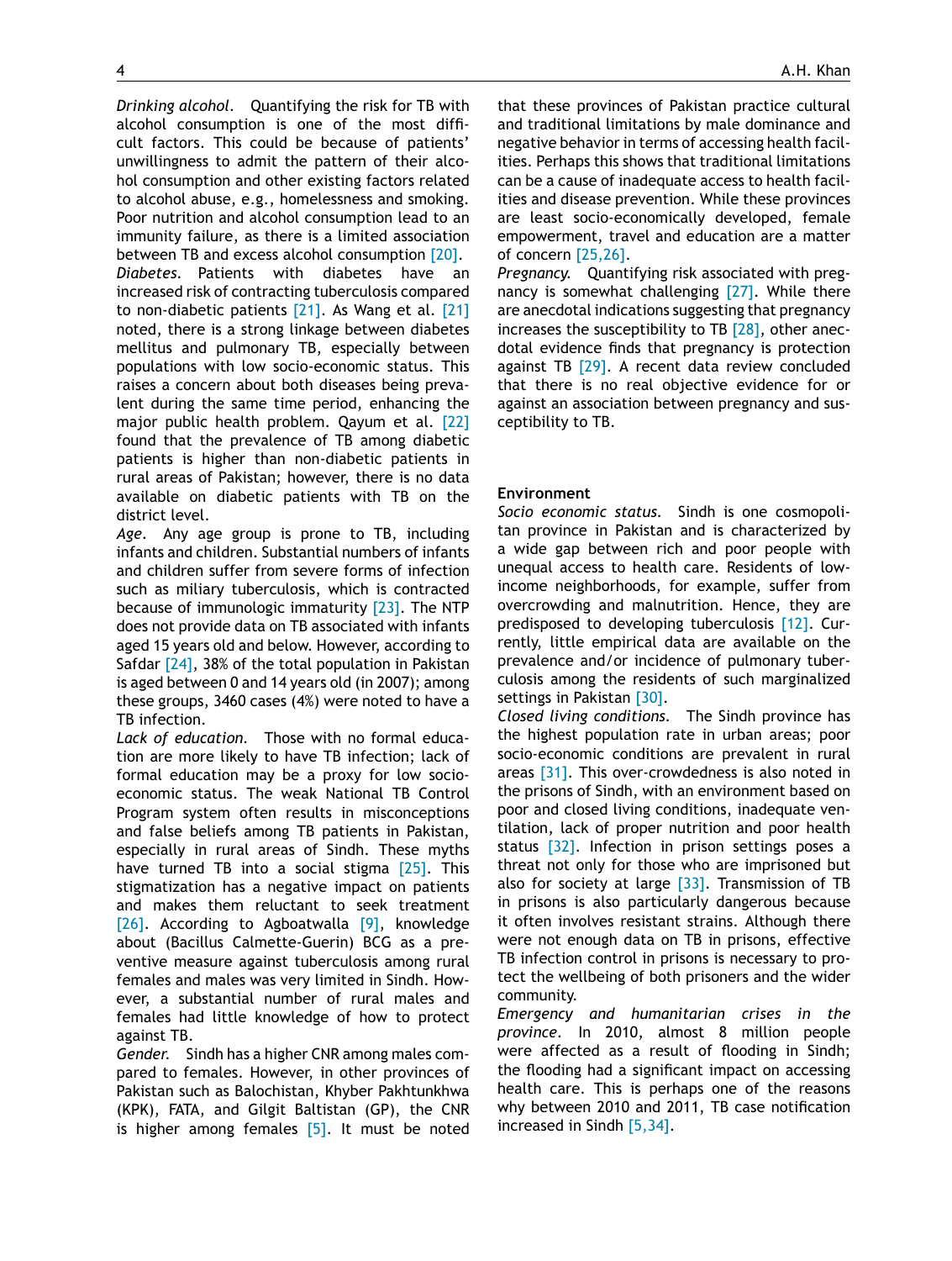*Drinking alcohol*. Quantifying the risk for TB with alcohol consumption is one of the most difficult factors. This could be because of patients' unwillingness to admit the pattern of their alcohol consumption and other existing factors related to alcohol abuse, e.g., homelessness and smoking. Poor nutrition and alcohol consumption lead to an immunity failure, as there is a limited association between TB and excess alcohol consumption [20].

*Diabetes*. Patients with diabetes have an increased risk of contracting tuberculosis compared to non-diabetic patients [21]. As Wang et al. [21] noted, there is a strong linkage between diabetes mellitus and pulmonary TB, especially between populations with low socio-economic status. This raises a concern about both diseases being prevalent during the same time period, enhancing the major public health problem. Qayum et al. [22] found that the prevalence of TB among diabetic patients is higher than non-diabetic patients in rural areas of Pakistan; however, there is no data available on diabetic patients with TB on the district level.

*Age*. Any age group is prone to TB, including infants and children. Substantial numbers of infants and children suffer from severe forms of infection such as miliary tuberculosis, which is contracted because of immunologic immaturity [23]. The NTP does not provide data on TB associated with infants aged 15 years old and below. However, according to Safdar [24], 38% of the total population in Pakistan is aged between 0 and 14 years old (in 2007); among these groups, 3460 cases (4%) were noted to have a TB infection.

*Lack of education*. Those with no formal education are more likely to have TB infection; lack of formal education may be a proxy for low socio-economic status. The weak National TB Control Program system often results in misconceptions and false beliefs among TB patients in Pakistan, especially in rural areas of Sindh. These myths have turned TB into a social stigma [25]. This stigmatization has a negative impact on patients and makes them reluctant to seek treatment [26]. According to Agboatwalla [9], knowledge about (Bacillus Calmette-Guerin) BCG as a preventive measure against tuberculosis among rural females and males was very limited in Sindh. However, a substantial number of rural males and females had little knowledge of how to protect against TB.

*Gender*. Sindh has a higher CNR among males compared to females. However, in other provinces of Pakistan such as Balochistan, Khyber Pakhtunkhwa (KPK), FATA, and Gilgit Baltistan (GP), the CNR is higher among females [5]. It must be noted that these provinces of Pakistan practice cultural and traditional limitations by male dominance and negative behavior in terms of accessing health facilities. Perhaps this shows that traditional limitations can be a cause of inadequate access to health facilities and disease prevention. While these provinces are least socio-economically developed, female empowerment, travel and education are a matter of concern [25,26].

*Pregnancy*. Quantifying risk associated with pregnancy is somewhat challenging [27]. While there are anecdotal indications suggesting that pregnancy increases the susceptibility to TB [28], other anecdotal evidence finds that pregnancy is protection against TB [29]. A recent data review concluded that there is no real objective evidence for or against an association between pregnancy and susceptibility to TB.

## Environment

*Socio economic status*. Sindh is one cosmopolitan province in Pakistan and is characterized by a wide gap between rich and poor people with unequal access to health care. Residents of low-income neighborhoods, for example, suffer from overcrowding and malnutrition. Hence, they are predisposed to developing tuberculosis [12]. Currently, little empirical data are available on the prevalence and/or incidence of pulmonary tuberculosis among the residents of such marginalized settings in Pakistan [30].

*Closed living conditions*. The Sindh province has the highest population rate in urban areas; poor socio-economic conditions are prevalent in rural areas [31]. This over-crowdedness is also noted in the prisons of Sindh, with an environment based on poor and closed living conditions, inadequate ventilation, lack of proper nutrition and poor health status [32]. Infection in prison settings poses a threat not only for those who are imprisoned but also for society at large [33]. Transmission of TB in prisons is also particularly dangerous because it often involves resistant strains. Although there were not enough data on TB in prisons, effective TB infection control in prisons is necessary to protect the wellbeing of both prisoners and the wider community.

*Emergency and humanitarian crises in the province*. In 2010, almost 8 million people were affected as a result of flooding in Sindh; the flooding had a significant impact on accessing health care. This is perhaps one of the reasons why between 2010 and 2011, TB case notification increased in Sindh [5,34].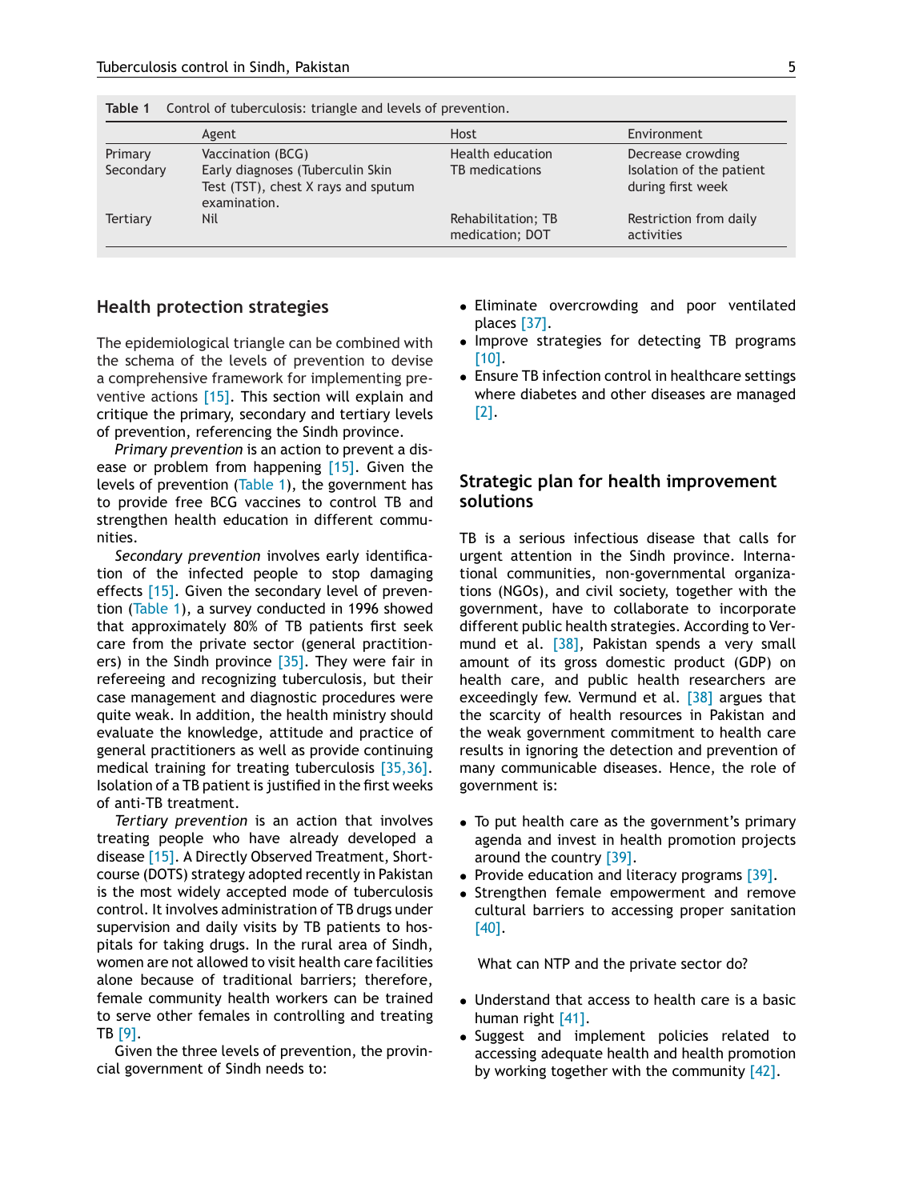**Table 1** Control of tuberculosis: triangle and levels of prevention.

| | Agent | Host | Environment |
|---|---|---|---|
| Primary | Vaccination (BCG) | Health education | Decrease crowding |
| Secondary | Early diagnoses (Tuberculin Skin Test (TST), chest X rays and sputum examination. | TB medications | Isolation of the patient during first week |
| Tertiary | Nil | Rehabilitation; TB medication; DOT | Restriction from daily activities |

## Health protection strategies

The epidemiological triangle can be combined with the schema of the levels of prevention to devise a comprehensive framework for implementing preventive actions [15]. This section will explain and critique the primary, secondary and tertiary levels of prevention, referencing the Sindh province.

*Primary prevention* is an action to prevent a disease or problem from happening [15]. Given the levels of prevention (Table 1), the government has to provide free BCG vaccines to control TB and strengthen health education in different communities.

*Secondary prevention* involves early identification of the infected people to stop damaging effects [15]. Given the secondary level of prevention (Table 1), a survey conducted in 1996 showed that approximately 80% of TB patients first seek care from the private sector (general practitioners) in the Sindh province [35]. They were fair in refereeing and recognizing tuberculosis, but their case management and diagnostic procedures were quite weak. In addition, the health ministry should evaluate the knowledge, attitude and practice of general practitioners as well as provide continuing medical training for treating tuberculosis [35,36]. Isolation of a TB patient is justified in the first weeks of anti-TB treatment.

*Tertiary prevention* is an action that involves treating people who have already developed a disease [15]. A Directly Observed Treatment, Short-course (DOTS) strategy adopted recently in Pakistan is the most widely accepted mode of tuberculosis control. It involves administration of TB drugs under supervision and daily visits by TB patients to hospitals for taking drugs. In the rural area of Sindh, women are not allowed to visit health care facilities alone because of traditional barriers; therefore, female community health workers can be trained to serve other females in controlling and treating TB [9].

Given the three levels of prevention, the provincial government of Sindh needs to:

- Eliminate overcrowding and poor ventilated places [37].
- Improve strategies for detecting TB programs [10].
- Ensure TB infection control in healthcare settings where diabetes and other diseases are managed [2].

## Strategic plan for health improvement solutions

TB is a serious infectious disease that calls for urgent attention in the Sindh province. International communities, non-governmental organizations (NGOs), and civil society, together with the government, have to collaborate to incorporate different public health strategies. According to Vermund et al. [38], Pakistan spends a very small amount of its gross domestic product (GDP) on health care, and public health researchers are exceedingly few. Vermund et al. [38] argues that the scarcity of health resources in Pakistan and the weak government commitment to health care results in ignoring the detection and prevention of many communicable diseases. Hence, the role of government is:

- To put health care as the government's primary agenda and invest in health promotion projects around the country [39].
- Provide education and literacy programs [39].
- Strengthen female empowerment and remove cultural barriers to accessing proper sanitation [40].

What can NTP and the private sector do?

- Understand that access to health care is a basic human right [41].
- Suggest and implement policies related to accessing adequate health and health promotion by working together with the community [42].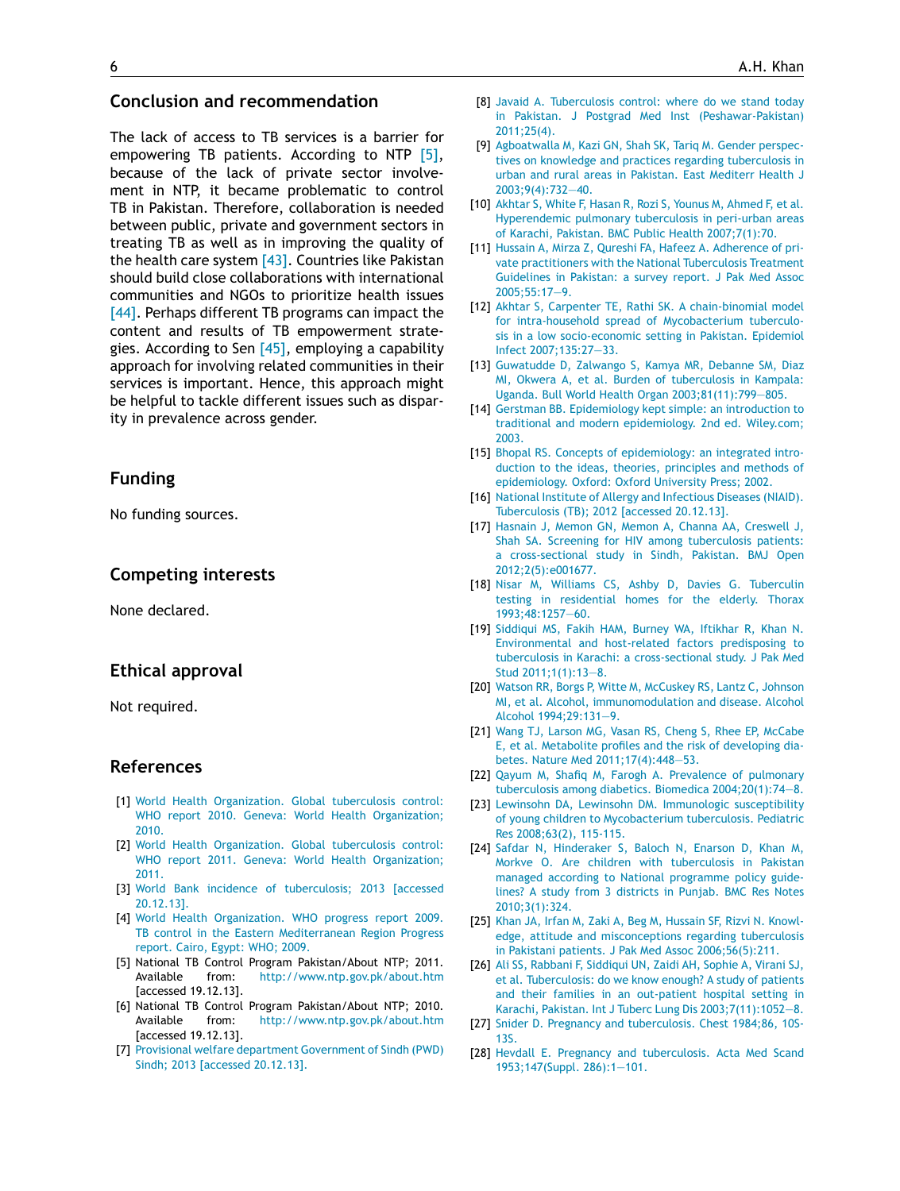## Conclusion and recommendation

The lack of access to TB services is a barrier for empowering TB patients. According to NTP [5], because of the lack of private sector involvement in NTP, it became problematic to control TB in Pakistan. Therefore, collaboration is needed between public, private and government sectors in treating TB as well as in improving the quality of the health care system [43]. Countries like Pakistan should build close collaborations with international communities and NGOs to prioritize health issues [44]. Perhaps different TB programs can impact the content and results of TB empowerment strategies. According to Sen [45], employing a capability approach for involving related communities in their services is important. Hence, this approach might be helpful to tackle different issues such as disparity in prevalence across gender.

## Funding

No funding sources.

## Competing interests

None declared.

## Ethical approval

Not required.

## References

[1] World Health Organization. Global tuberculosis control: WHO report 2010. Geneva: World Health Organization; 2010.

[2] World Health Organization. Global tuberculosis control: WHO report 2011. Geneva: World Health Organization; 2011.

[3] World Bank incidence of tuberculosis; 2013 [accessed 20.12.13].

[4] World Health Organization. WHO progress report 2009. TB control in the Eastern Mediterranean Region Progress report. Cairo, Egypt: WHO; 2009.

[5] National TB Control Program Pakistan/About NTP; 2011. Available from: http://www.ntp.gov.pk/about.htm [accessed 19.12.13].

[6] National TB Control Program Pakistan/About NTP; 2010. Available from: http://www.ntp.gov.pk/about.htm [accessed 19.12.13].

[7] Provisional welfare department Government of Sindh (PWD) Sindh; 2013 [accessed 20.12.13].

[8] Javaid A. Tuberculosis control: where do we stand today in Pakistan. J Postgrad Med Inst (Peshawar-Pakistan) 2011;25(4).

[9] Agboatwalla M, Kazi GN, Shah SK, Tariq M. Gender perspectives on knowledge and practices regarding tuberculosis in urban and rural areas in Pakistan. East Mediterr Health J 2003;9(4):732—40.

[10] Akhtar S, White F, Hasan R, Rozi S, Younus M, Ahmed F, et al. Hyperendemic pulmonary tuberculosis in peri-urban areas of Karachi, Pakistan. BMC Public Health 2007;7(1):70.

[11] Hussain A, Mirza Z, Qureshi FA, Hafeez A. Adherence of private practitioners with the National Tuberculosis Treatment Guidelines in Pakistan: a survey report. J Pak Med Assoc 2005;55:17—9.

[12] Akhtar S, Carpenter TE, Rathi SK. A chain-binomial model for intra-household spread of Mycobacterium tuberculosis in a low socio-economic setting in Pakistan. Epidemiol Infect 2007;135:27—33.

[13] Guwatudde D, Zalwango S, Kamya MR, Debanne SM, Diaz MI, Okwera A, et al. Burden of tuberculosis in Kampala: Uganda. Bull World Health Organ 2003;81(11):799—805.

[14] Gerstman BB. Epidemiology kept simple: an introduction to traditional and modern epidemiology. 2nd ed. Wiley.com; 2003.

[15] Bhopal RS. Concepts of epidemiology: an integrated introduction to the ideas, theories, principles and methods of epidemiology. Oxford: Oxford University Press; 2002.

[16] National Institute of Allergy and Infectious Diseases (NIAID). Tuberculosis (TB); 2012 [accessed 20.12.13].

[17] Hasnain J, Memon GN, Memon A, Channa AA, Creswell J, Shah SA. Screening for HIV among tuberculosis patients: a cross-sectional study in Sindh, Pakistan. BMJ Open 2012;2(5):e001677.

[18] Nisar M, Williams CS, Ashby D, Davies G. Tuberculin testing in residential homes for the elderly. Thorax 1993;48:1257—60.

[19] Siddiqui MS, Fakih HAM, Burney WA, Iftikhar R, Khan N. Environmental and host-related factors predisposing to tuberculosis in Karachi: a cross-sectional study. J Pak Med Stud 2011;1(1):13—8.

[20] Watson RR, Borgs P, Witte M, McCuskey RS, Lantz C, Johnson MI, et al. Alcohol, immunomodulation and disease. Alcohol Alcohol 1994;29:131—9.

[21] Wang TJ, Larson MG, Vasan RS, Cheng S, Rhee EP, McCabe E, et al. Metabolite profiles and the risk of developing diabetes. Nature Med 2011;17(4):448—53.

[22] Qayum M, Shafiq M, Farogh A. Prevalence of pulmonary tuberculosis among diabetics. Biomedica 2004;20(1):74—8.

[23] Lewinsohn DA, Lewinsohn DM. Immunologic susceptibility of young children to Mycobacterium tuberculosis. Pediatric Res 2008;63(2), 115-115.

[24] Safdar N, Hinderaker S, Baloch N, Enarson D, Khan M, Morkve O. Are children with tuberculosis in Pakistan managed according to National programme policy guidelines? A study from 3 districts in Punjab. BMC Res Notes 2010;3(1):324.

[25] Khan JA, Irfan M, Zaki A, Beg M, Hussain SF, Rizvi N. Knowledge, attitude and misconceptions regarding tuberculosis in Pakistani patients. J Pak Med Assoc 2006;56(5):211.

[26] Ali SS, Rabbani F, Siddiqui UN, Zaidi AH, Sophie A, Virani SJ, et al. Tuberculosis: do we know enough? A study of patients and their families in an out-patient hospital setting in Karachi, Pakistan. Int J Tuberc Lung Dis 2003;7(11):1052—8.

[27] Snider D. Pregnancy and tuberculosis. Chest 1984;86, 10S-13S.

[28] Hevdall E. Pregnancy and tuberculosis. Acta Med Scand 1953;147(Suppl. 286):1—101.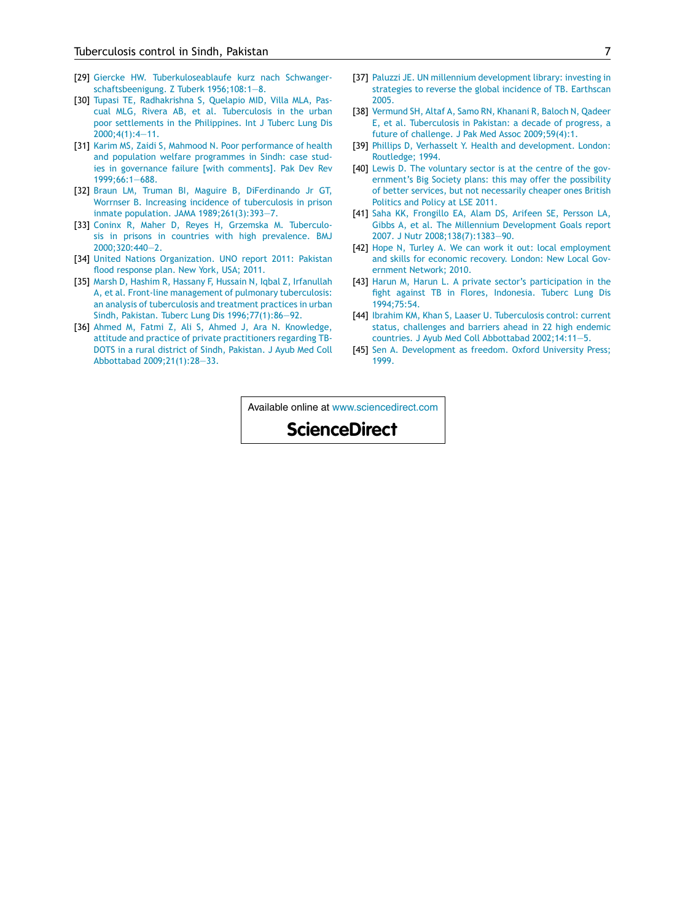[29] Giercke HW. Tuberkuloseablaufe kurz nach Schwangerschaftsbeenigung. Z Tuberk 1956;108:1—8.

[30] Tupasi TE, Radhakrishna S, Quelapio MID, Villa MLA, Pascual MLG, Rivera AB, et al. Tuberculosis in the urban poor settlements in the Philippines. Int J Tuberc Lung Dis 2000;4(1):4—11.

[31] Karim MS, Zaidi S, Mahmood N. Poor performance of health and population welfare programmes in Sindh: case studies in governance failure [with comments]. Pak Dev Rev 1999;66:1—688.

[32] Braun LM, Truman BI, Maguire B, DiFerdinando Jr GT, Worrnser B. Increasing incidence of tuberculosis in prison inmate population. JAMA 1989;261(3):393—7.

[33] Coninx R, Maher D, Reyes H, Grzemska M. Tuberculosis in prisons in countries with high prevalence. BMJ 2000;320:440—2.

[34] United Nations Organization. UNO report 2011: Pakistan flood response plan. New York, USA; 2011.

[35] Marsh D, Hashim R, Hassany F, Hussain N, Iqbal Z, Irfanullah A, et al. Front-line management of pulmonary tuberculosis: an analysis of tuberculosis and treatment practices in urban Sindh, Pakistan. Tuberc Lung Dis 1996;77(1):86—92.

[36] Ahmed M, Fatmi Z, Ali S, Ahmed J, Ara N. Knowledge, attitude and practice of private practitioners regarding TB-DOTS in a rural district of Sindh, Pakistan. J Ayub Med Coll Abbottabad 2009;21(1):28—33.

[37] Paluzzi JE. UN millennium development library: investing in strategies to reverse the global incidence of TB. Earthscan 2005.

[38] Vermund SH, Altaf A, Samo RN, Khanani R, Baloch N, Qadeer E, et al. Tuberculosis in Pakistan: a decade of progress, a future of challenge. J Pak Med Assoc 2009;59(4):1.

[39] Phillips D, Verhasselt Y. Health and development. London: Routledge; 1994.

[40] Lewis D. The voluntary sector is at the centre of the government's Big Society plans: this may offer the possibility of better services, but not necessarily cheaper ones British Politics and Policy at LSE 2011.

[41] Saha KK, Frongillo EA, Alam DS, Arifeen SE, Persson LA, Gibbs A, et al. The Millennium Development Goals report 2007. J Nutr 2008;138(7):1383—90.

[42] Hope N, Turley A. We can work it out: local employment and skills for economic recovery. London: New Local Government Network; 2010.

[43] Harun M, Harun L. A private sector's participation in the fight against TB in Flores, Indonesia. Tuberc Lung Dis 1994;75:54.

[44] Ibrahim KM, Khan S, Laaser U. Tuberculosis control: current status, challenges and barriers ahead in 22 high endemic countries. J Ayub Med Coll Abbottabad 2002;14:11—5.

[45] Sen A. Development as freedom. Oxford University Press; 1999.